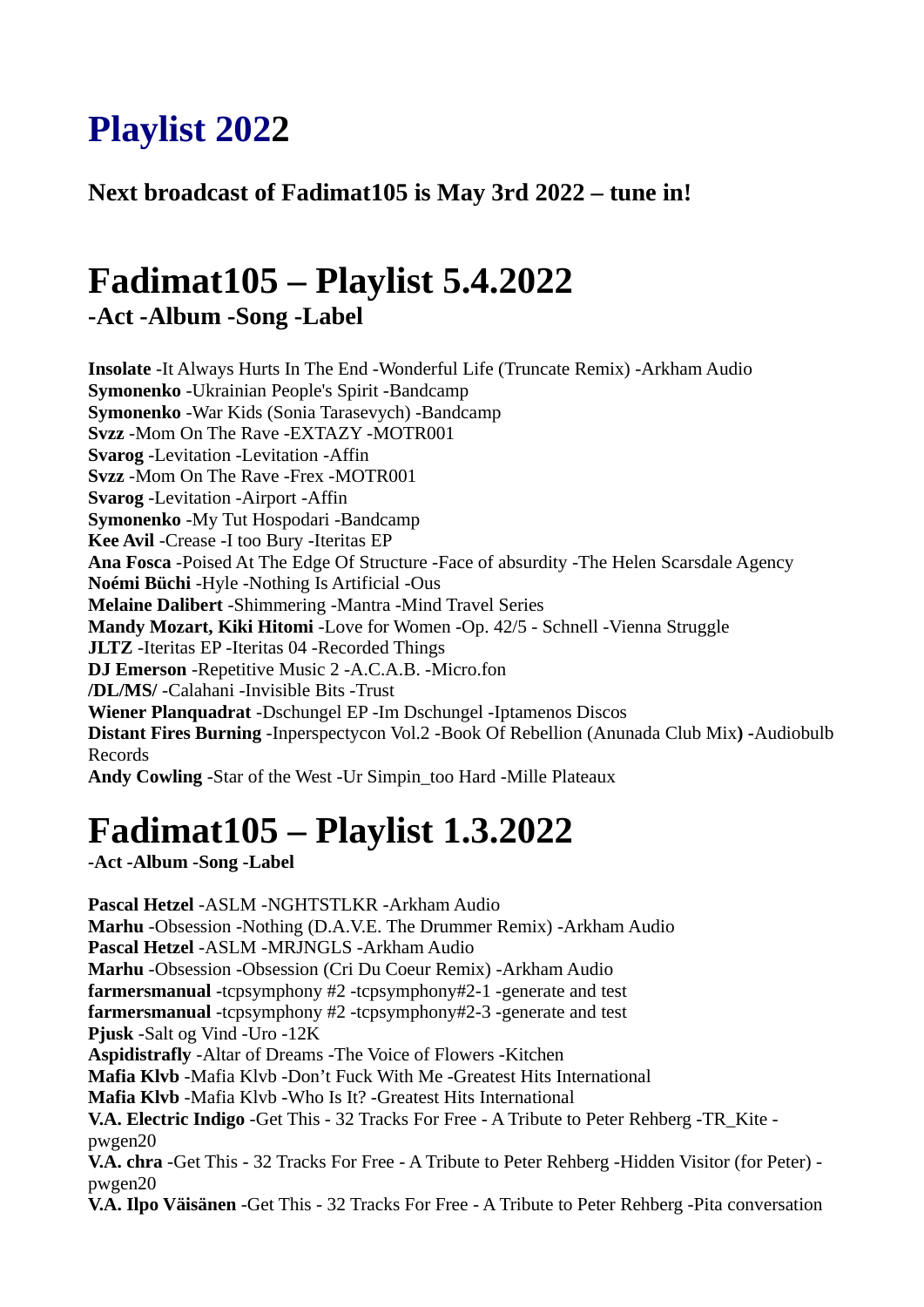# Playlist 2022

**Next broadcast of Fadimat105 is May 3rd 2022 – tune in!**

# Fadimat105 – Playlist 5.4.2022

## -Act -Album -Song -Label

**Insolate** -It Always Hurts In The End -Wonderful Life (Truncate Remix) -Arkham Audio
**Symonenko** -Ukrainian People's Spirit -Bandcamp
**Symonenko** -War Kids (Sonia Tarasevych) -Bandcamp
**Svzz** -Mom On The Rave -EXTAZY -MOTR001
**Svarog** -Levitation -Levitation -Affin
**Svzz** -Mom On The Rave -Frex -MOTR001
**Svarog** -Levitation -Airport -Affin
**Symonenko** -My Tut Hospodari -Bandcamp
**Kee Avil** -Crease -I too Bury -Iteritas EP
**Ana Fosca** -Poised At The Edge Of Structure -Face of absurdity -The Helen Scarsdale Agency
**Noémi Büchi** -Hyle -Nothing Is Artificial -Ous
**Melaine Dalibert** -Shimmering -Mantra -Mind Travel Series
**Mandy Mozart, Kiki Hitomi** -Love for Women -Op. 42/5 - Schnell -Vienna Struggle
**JLTZ** -Iteritas EP -Iteritas 04 -Recorded Things
**DJ Emerson** -Repetitive Music 2 -A.C.A.B. -Micro.fon
**/DL/MS/** -Calahani -Invisible Bits -Trust
**Wiener Planquadrat** -Dschungel EP -Im Dschungel -Iptamenos Discos
**Distant Fires Burning** -Inperspectycon Vol.2 -Book Of Rebellion (Anunada Club Mix**)** -Audiobulb Records
**Andy Cowling** -Star of the West -Ur Simpin_too Hard -Mille Plateaux

# Fadimat105 – Playlist 1.3.2022

**-Act -Album -Song -Label**

**Pascal Hetzel** -ASLM -NGHTSTLKR -Arkham Audio
**Marhu** -Obsession -Nothing (D.A.V.E. The Drummer Remix) -Arkham Audio
**Pascal Hetzel** -ASLM -MRJNGLS -Arkham Audio
**Marhu** -Obsession -Obsession (Cri Du Coeur Remix) -Arkham Audio
**farmersmanual** -tcpsymphony #2 -tcpsymphony#2-1 -generate and test
**farmersmanual** -tcpsymphony #2 -tcpsymphony#2-3 -generate and test
**Pjusk** -Salt og Vind -Uro -12K
**Aspidistrafly** -Altar of Dreams -The Voice of Flowers -Kitchen
**Mafia Klvb** -Mafia Klvb -Don't Fuck With Me -Greatest Hits International
**Mafia Klvb** -Mafia Klvb -Who Is It? -Greatest Hits International
**V.A. Electric Indigo** -Get This - 32 Tracks For Free - A Tribute to Peter Rehberg -TR_Kite -pwgen20
**V.A. chra** -Get This - 32 Tracks For Free - A Tribute to Peter Rehberg -Hidden Visitor (for Peter) -pwgen20
**V.A. Ilpo Väisänen** -Get This - 32 Tracks For Free - A Tribute to Peter Rehberg -Pita conversation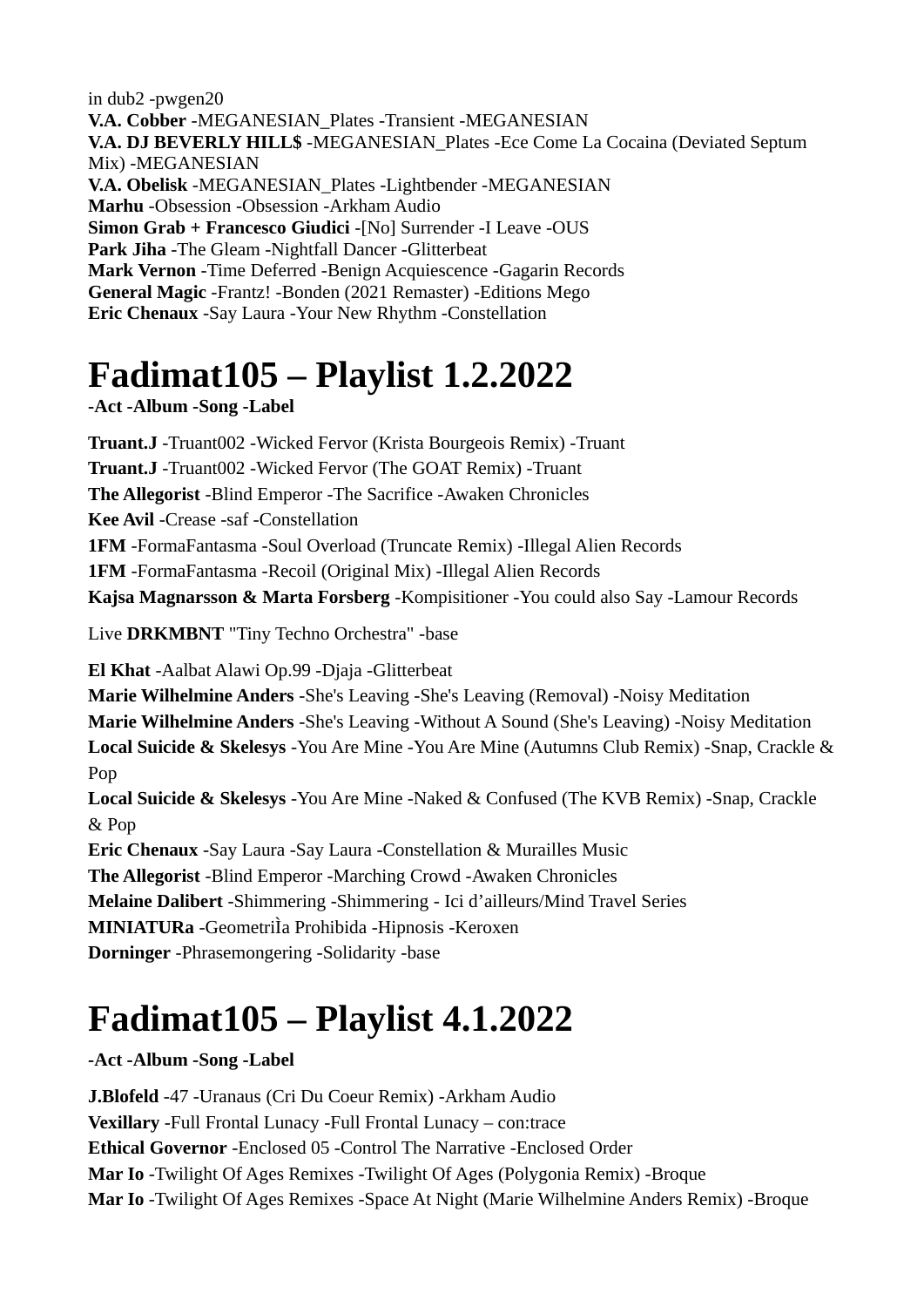in dub2 -pwgen20
**V.A. Cobber** -MEGANESIAN_Plates -Transient -MEGANESIAN
**V.A. DJ BEVERLY HILL$** -MEGANESIAN_Plates -Ece Come La Cocaina (Deviated Septum Mix) -MEGANESIAN
**V.A. Obelisk** -MEGANESIAN_Plates -Lightbender -MEGANESIAN
**Marhu** -Obsession -Obsession -Arkham Audio
**Simon Grab + Francesco Giudici** -[No] Surrender -I Leave -OUS
**Park Jiha** -The Gleam -Nightfall Dancer -Glitterbeat
**Mark Vernon** -Time Deferred -Benign Acquiescence -Gagarin Records
**General Magic** -Frantz! -Bonden (2021 Remaster) -Editions Mego
**Eric Chenaux** -Say Laura -Your New Rhythm -Constellation

# Fadimat105 – Playlist 1.2.2022

**-Act -Album -Song -Label**

**Truant.J** -Truant002 -Wicked Fervor (Krista Bourgeois Remix) -Truant
**Truant.J** -Truant002 -Wicked Fervor (The GOAT Remix) -Truant
**The Allegorist** -Blind Emperor -The Sacrifice -Awaken Chronicles
**Kee Avil** -Crease -saf -Constellation
**1FM** -FormaFantasma -Soul Overload (Truncate Remix) -Illegal Alien Records
**1FM** -FormaFantasma -Recoil (Original Mix) -Illegal Alien Records
**Kajsa Magnarsson & Marta Forsberg** -Kompisitioner -You could also Say -Lamour Records

Live **DRKMBNT** "Tiny Techno Orchestra" -base

**El Khat** -Aalbat Alawi Op.99 -Djaja -Glitterbeat
**Marie Wilhelmine Anders** -She's Leaving -She's Leaving (Removal) -Noisy Meditation
**Marie Wilhelmine Anders** -She's Leaving -Without A Sound (She's Leaving) -Noisy Meditation
**Local Suicide & Skelesys** -You Are Mine -You Are Mine (Autumns Club Remix) -Snap, Crackle & Pop
**Local Suicide & Skelesys** -You Are Mine -Naked & Confused (The KVB Remix) -Snap, Crackle & Pop
**Eric Chenaux** -Say Laura -Say Laura -Constellation & Murailles Music
**The Allegorist** -Blind Emperor -Marching Crowd -Awaken Chronicles
**Melaine Dalibert** -Shimmering -Shimmering - Ici d'ailleurs/Mind Travel Series
**MINIATURa** -GeometrìÌa Prohibida -Hipnosis -Keroxen
**Dorninger** -Phrasemongering -Solidarity -base

# Fadimat105 – Playlist 4.1.2022

**-Act -Album -Song -Label**

**J.Blofeld** -47 -Uranaus (Cri Du Coeur Remix) -Arkham Audio
**Vexillary** -Full Frontal Lunacy -Full Frontal Lunacy – con:trace
**Ethical Governor** -Enclosed 05 -Control The Narrative -Enclosed Order
**Mar Io** -Twilight Of Ages Remixes -Twilight Of Ages (Polygonia Remix) -Broque
**Mar Io** -Twilight Of Ages Remixes -Space At Night (Marie Wilhelmine Anders Remix) -Broque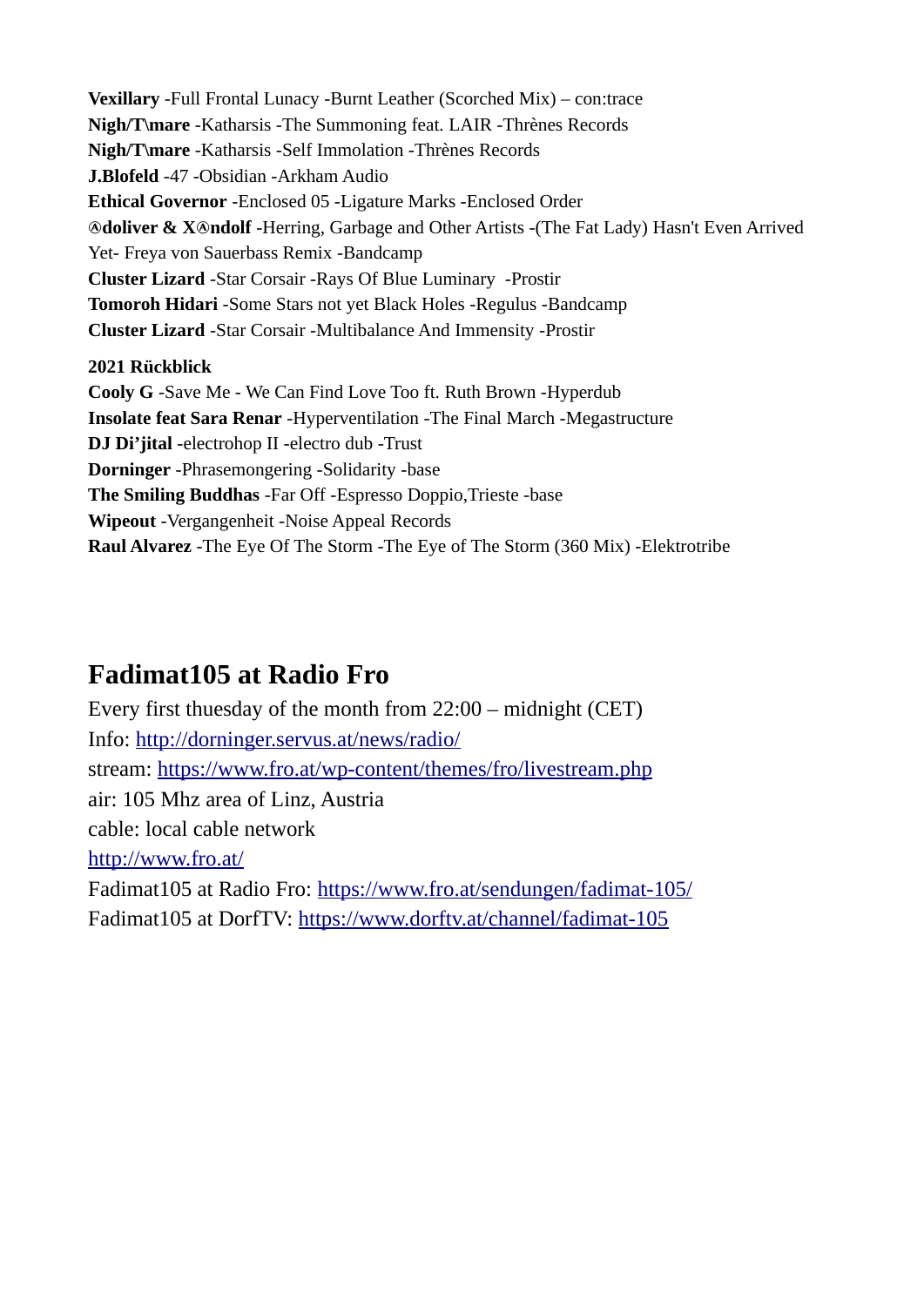**Vexillary** -Full Frontal Lunacy -Burnt Leather (Scorched Mix) – con:trace
**Nigh/T\mare** -Katharsis -The Summoning feat. LAIR -Thrènes Records
**Nigh/T\mare** -Katharsis -Self Immolation -Thrènes Records
**J.Blofeld** -47 -Obsidian -Arkham Audio
**Ethical Governor** -Enclosed 05 -Ligature Marks -Enclosed Order
**Ⓐdoliver & XⒶndolf** -Herring, Garbage and Other Artists -(The Fat Lady) Hasn't Even Arrived Yet- Freya von Sauerbass Remix -Bandcamp
**Cluster Lizard** -Star Corsair -Rays Of Blue Luminary -Prostir
**Tomoroh Hidari** -Some Stars not yet Black Holes -Regulus -Bandcamp
**Cluster Lizard** -Star Corsair -Multibalance And Immensity -Prostir

**2021 Rückblick**
**Cooly G** -Save Me - We Can Find Love Too ft. Ruth Brown -Hyperdub
**Insolate feat Sara Renar** -Hyperventilation -The Final March -Megastructure
**DJ Di'jital** -electrohop II -electro dub -Trust
**Dorninger** -Phrasemongering -Solidarity -base
**The Smiling Buddhas** -Far Off -Espresso Doppio,Trieste -base
**Wipeout** -Vergangenheit -Noise Appeal Records
**Raul Alvarez** -The Eye Of The Storm -The Eye of The Storm (360 Mix) -Elektrotribe

## Fadimat105 at Radio Fro

Every first thuesday of the month from 22:00 – midnight (CET)
Info: http://dorninger.servus.at/news/radio/
stream: https://www.fro.at/wp-content/themes/fro/livestream.php
air: 105 Mhz area of Linz, Austria
cable: local cable network
http://www.fro.at/
Fadimat105 at Radio Fro: https://www.fro.at/sendungen/fadimat-105/
Fadimat105 at DorfTV: https://www.dorftv.at/channel/fadimat-105